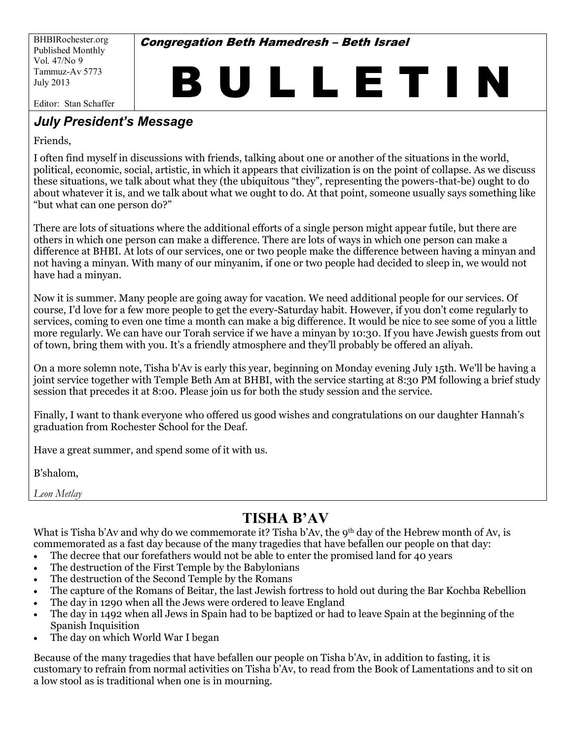BHBIRochester.org
Published Monthly
Vol. 47/No 9
Tammuz-Av 5773
July 2013

Editor: Stan Schaffer

**Congregation Beth Hamedresh – Beth Israel**

# B U L L E T I N

## *July President's Message*

Friends,

I often find myself in discussions with friends, talking about one or another of the situations in the world, political, economic, social, artistic, in which it appears that civilization is on the point of collapse. As we discuss these situations, we talk about what they (the ubiquitous "they", representing the powers-that-be) ought to do about whatever it is, and we talk about what we ought to do. At that point, someone usually says something like "but what can one person do?"

There are lots of situations where the additional efforts of a single person might appear futile, but there are others in which one person can make a difference. There are lots of ways in which one person can make a difference at BHBI. At lots of our services, one or two people make the difference between having a minyan and not having a minyan. With many of our minyanim, if one or two people had decided to sleep in, we would not have had a minyan.

Now it is summer. Many people are going away for vacation. We need additional people for our services. Of course, I'd love for a few more people to get the every-Saturday habit. However, if you don't come regularly to services, coming to even one time a month can make a big difference. It would be nice to see some of you a little more regularly. We can have our Torah service if we have a minyan by 10:30. If you have Jewish guests from out of town, bring them with you. It's a friendly atmosphere and they'll probably be offered an aliyah.

On a more solemn note, Tisha b'Av is early this year, beginning on Monday evening July 15th. We'll be having a joint service together with Temple Beth Am at BHBI, with the service starting at 8:30 PM following a brief study session that precedes it at 8:00. Please join us for both the study session and the service.

Finally, I want to thank everyone who offered us good wishes and congratulations on our daughter Hannah's graduation from Rochester School for the Deaf.

Have a great summer, and spend some of it with us.

B'shalom,

*Leon Metlay*

## TISHA B'AV

What is Tisha b'Av and why do we commemorate it? Tisha b'Av, the 9th day of the Hebrew month of Av, is commemorated as a fast day because of the many tragedies that have befallen our people on that day:

- The decree that our forefathers would not be able to enter the promised land for 40 years
- The destruction of the First Temple by the Babylonians
- The destruction of the Second Temple by the Romans
- The capture of the Romans of Beitar, the last Jewish fortress to hold out during the Bar Kochba Rebellion
- The day in 1290 when all the Jews were ordered to leave England
- The day in 1492 when all Jews in Spain had to be baptized or had to leave Spain at the beginning of the Spanish Inquisition
- The day on which World War I began

Because of the many tragedies that have befallen our people on Tisha b'Av, in addition to fasting, it is customary to refrain from normal activities on Tisha b'Av, to read from the Book of Lamentations and to sit on a low stool as is traditional when one is in mourning.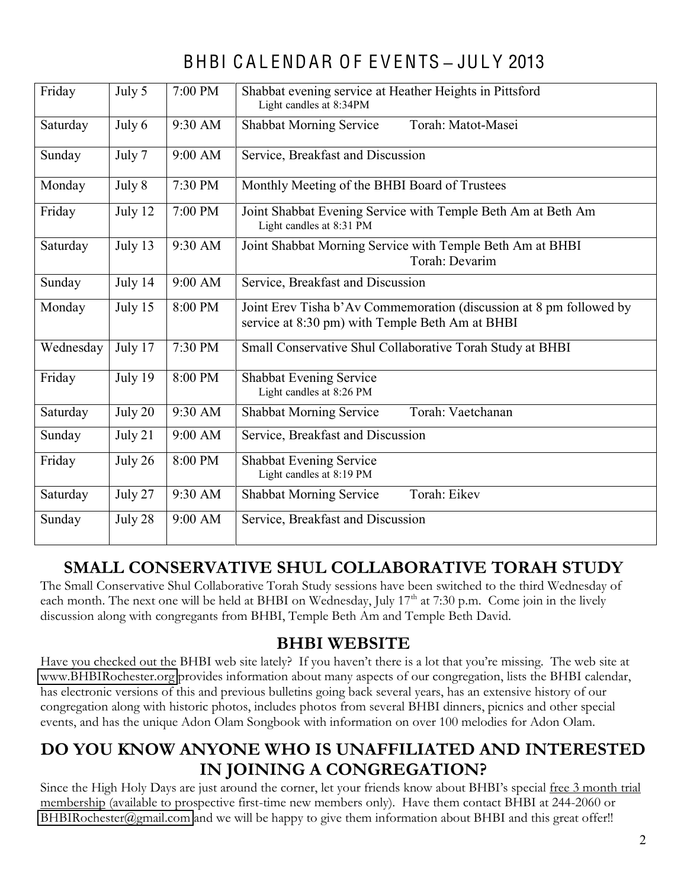# BHBI CALENDAR OF EVENTS – JULY 2013

| | | | |
|---|---|---|---|
| Friday | July 5 | 7:00 PM | Shabbat evening service at Heather Heights in Pittsford<br>Light candles at 8:34PM |
| Saturday | July 6 | 9:30 AM | Shabbat Morning Service Torah: Matot-Masei |
| Sunday | July 7 | 9:00 AM | Service, Breakfast and Discussion |
| Monday | July 8 | 7:30 PM | Monthly Meeting of the BHBI Board of Trustees |
| Friday | July 12 | 7:00 PM | Joint Shabbat Evening Service with Temple Beth Am at Beth Am<br>Light candles at 8:31 PM |
| Saturday | July 13 | 9:30 AM | Joint Shabbat Morning Service with Temple Beth Am at BHBI<br>Torah: Devarim |
| Sunday | July 14 | 9:00 AM | Service, Breakfast and Discussion |
| Monday | July 15 | 8:00 PM | Joint Erev Tisha b'Av Commemoration (discussion at 8 pm followed by service at 8:30 pm) with Temple Beth Am at BHBI |
| Wednesday | July 17 | 7:30 PM | Small Conservative Shul Collaborative Torah Study at BHBI |
| Friday | July 19 | 8:00 PM | Shabbat Evening Service<br>Light candles at 8:26 PM |
| Saturday | July 20 | 9:30 AM | Shabbat Morning Service Torah: Vaetchanan |
| Sunday | July 21 | 9:00 AM | Service, Breakfast and Discussion |
| Friday | July 26 | 8:00 PM | Shabbat Evening Service<br>Light candles at 8:19 PM |
| Saturday | July 27 | 9:30 AM | Shabbat Morning Service Torah: Eikev |
| Sunday | July 28 | 9:00 AM | Service, Breakfast and Discussion |

## SMALL CONSERVATIVE SHUL COLLABORATIVE TORAH STUDY

The Small Conservative Shul Collaborative Torah Study sessions have been switched to the third Wednesday of each month. The next one will be held at BHBI on Wednesday, July 17th at 7:30 p.m. Come join in the lively discussion along with congregants from BHBI, Temple Beth Am and Temple Beth David.

## BHBI WEBSITE

Have you checked out the BHBI web site lately? If you haven't there is a lot that you're missing. The web site at www.BHBIRochester.org provides information about many aspects of our congregation, lists the BHBI calendar, has electronic versions of this and previous bulletins going back several years, has an extensive history of our congregation along with historic photos, includes photos from several BHBI dinners, picnics and other special events, and has the unique Adon Olam Songbook with information on over 100 melodies for Adon Olam.

## DO YOU KNOW ANYONE WHO IS UNAFFILIATED AND INTERESTED IN JOINING A CONGREGATION?

Since the High Holy Days are just around the corner, let your friends know about BHBI's special free 3 month trial membership (available to prospective first-time new members only). Have them contact BHBI at 244-2060 or BHBIRochester@gmail.com and we will be happy to give them information about BHBI and this great offer!!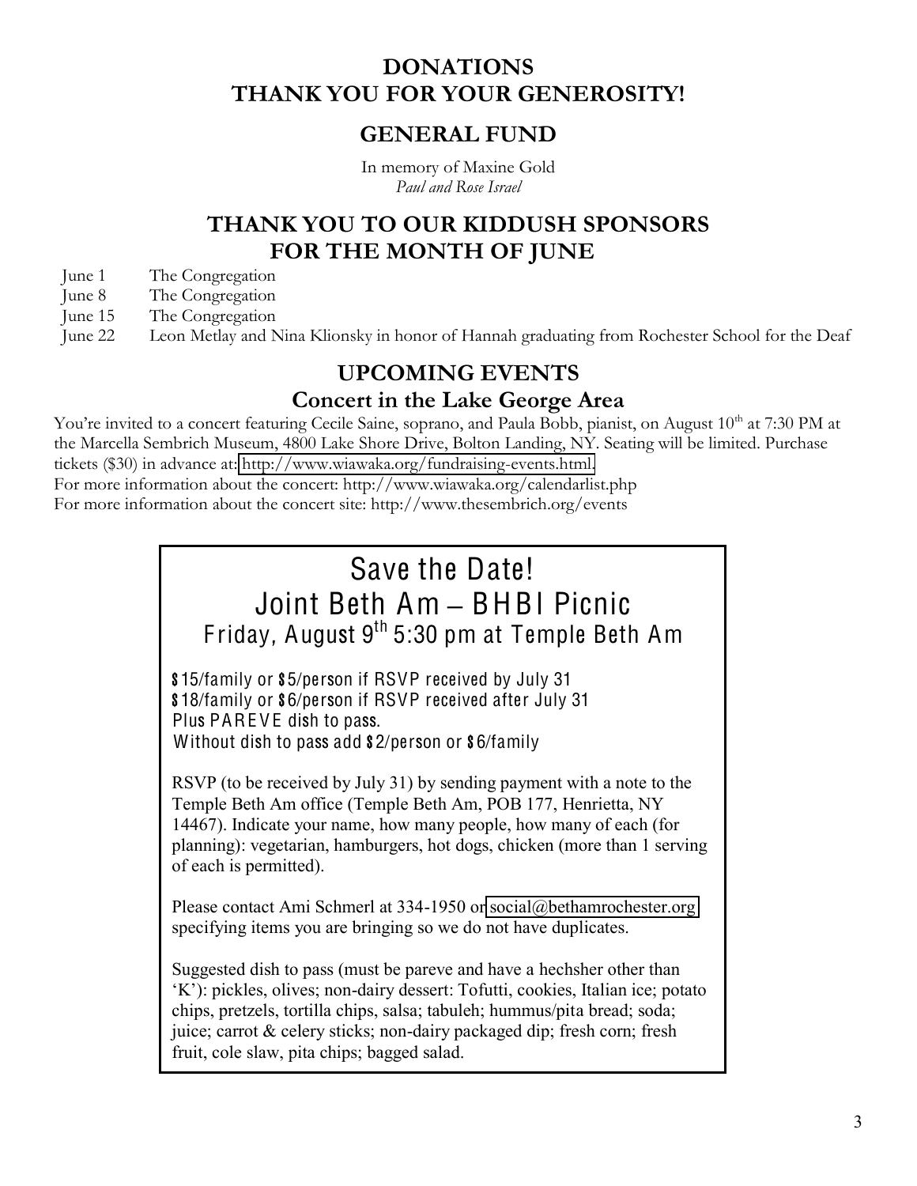# DONATIONS
# THANK YOU FOR YOUR GENEROSITY!

## GENERAL FUND

In memory of Maxine Gold
*Paul and Rose Israel*

## THANK YOU TO OUR KIDDUSH SPONSORS FOR THE MONTH OF JUNE

June 1 The Congregation
June 8 The Congregation
June 15 The Congregation
June 22 Leon Metlay and Nina Klionsky in honor of Hannah graduating from Rochester School for the Deaf

## UPCOMING EVENTS

### Concert in the Lake George Area

You're invited to a concert featuring Cecile Saine, soprano, and Paula Bobb, pianist, on August 10th at 7:30 PM at the Marcella Sembrich Museum, 4800 Lake Shore Drive, Bolton Landing, NY. Seating will be limited. Purchase tickets ($30) in advance at: http://www.wiawaka.org/fundraising-events.html.
For more information about the concert: http://www.wiawaka.org/calendarlist.php
For more information about the concert site: http://www.thesembrich.org/events

## Save the Date!
## Joint Beth Am – BHBI Picnic
### Friday, August 9th 5:30 pm at Temple Beth Am

$15/family or $5/person if RSVP received by July 31
$18/family or $6/person if RSVP received after July 31
Plus PAREVE dish to pass.
Without dish to pass add $2/person or $6/family

RSVP (to be received by July 31) by sending payment with a note to the Temple Beth Am office (Temple Beth Am, POB 177, Henrietta, NY 14467). Indicate your name, how many people, how many of each (for planning): vegetarian, hamburgers, hot dogs, chicken (more than 1 serving of each is permitted).

Please contact Ami Schmerl at 334-1950 or social@bethamrochester.org specifying items you are bringing so we do not have duplicates.

Suggested dish to pass (must be pareve and have a hechsher other than 'K'): pickles, olives; non-dairy dessert: Tofutti, cookies, Italian ice; potato chips, pretzels, tortilla chips, salsa; tabuleh; hummus/pita bread; soda; juice; carrot & celery sticks; non-dairy packaged dip; fresh corn; fresh fruit, cole slaw, pita chips; bagged salad.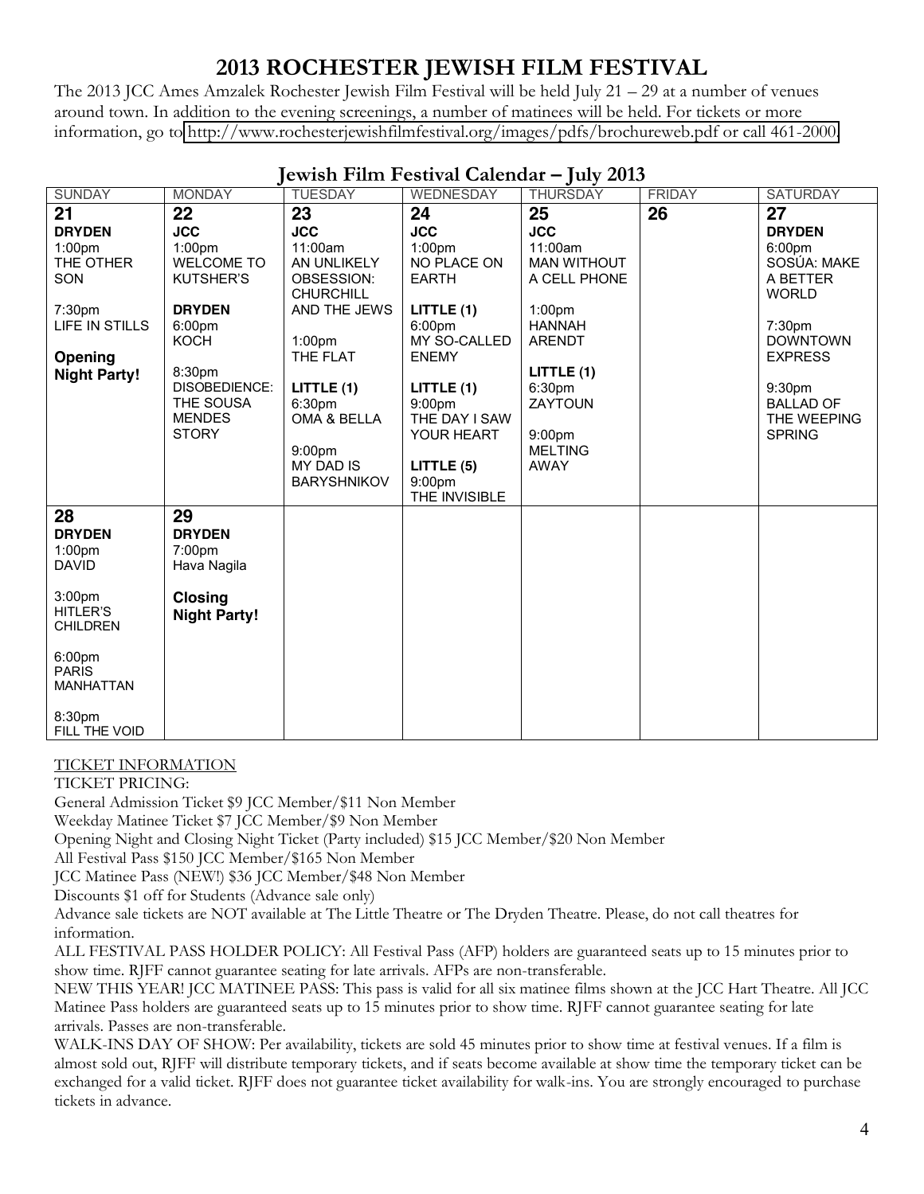# 2013 ROCHESTER JEWISH FILM FESTIVAL

The 2013 JCC Ames Amzalek Rochester Jewish Film Festival will be held July 21 – 29 at a number of venues around town. In addition to the evening screenings, a number of matinees will be held. For tickets or more information, go to http://www.rochesterjewishfilmfestival.org/images/pdfs/brochureweb.pdf or call 461-2000.

## Jewish Film Festival Calendar – July 2013

| SUNDAY | MONDAY | TUESDAY | WEDNESDAY | THURSDAY | FRIDAY | SATURDAY |
|---|---|---|---|---|---|---|
| **21**<br>**DRYDEN**<br>1:00pm<br>THE OTHER SON<br><br>7:30pm<br>LIFE IN STILLS<br><br>**Opening Night Party!** | **22**<br>**JCC**<br>1:00pm<br>WELCOME TO KUTSHER'S<br><br>**DRYDEN**<br>6:00pm<br>KOCH<br><br>8:30pm<br>DISOBEDIENCE: THE SOUSA MENDES STORY | **23**<br>**JCC**<br>11:00am<br>AN UNLIKELY OBSESSION: CHURCHILL AND THE JEWS<br><br>1:00pm<br>THE FLAT<br><br>**LITTLE (1)**<br>6:30pm<br>OMA & BELLA<br><br>9:00pm<br>MY DAD IS BARYSHNIKOV | **24**<br>**JCC**<br>1:00pm<br>NO PLACE ON EARTH<br><br>**LITTLE (1)**<br>6:00pm<br>MY SO-CALLED ENEMY<br><br>**LITTLE (1)**<br>9:00pm<br>THE DAY I SAW YOUR HEART<br><br>**LITTLE (5)**<br>9:00pm<br>THE INVISIBLE | **25**<br>**JCC**<br>11:00am<br>MAN WITHOUT A CELL PHONE<br><br>1:00pm<br>HANNAH ARENDT<br><br>**LITTLE (1)**<br>6:30pm<br>ZAYTOUN<br><br>9:00pm<br>MELTING AWAY | **26** | **27**<br>**DRYDEN**<br>6:00pm<br>SOSÚA: MAKE A BETTER WORLD<br><br>7:30pm<br>DOWNTOWN EXPRESS<br><br>9:30pm<br>BALLAD OF THE WEEPING SPRING |
| **28**<br>**DRYDEN**<br>1:00pm<br>DAVID<br><br>3:00pm<br>HITLER'S CHILDREN<br><br>6:00pm<br>PARIS MANHATTAN<br><br>8:30pm<br>FILL THE VOID | **29**<br>**DRYDEN**<br>7:00pm<br>Hava Nagila<br><br>**Closing Night Party!** | | | | | |

TICKET INFORMATION

TICKET PRICING:

General Admission Ticket $9 JCC Member/$11 Non Member

Weekday Matinee Ticket $7 JCC Member/$9 Non Member

Opening Night and Closing Night Ticket (Party included) $15 JCC Member/$20 Non Member

All Festival Pass $150 JCC Member/$165 Non Member

JCC Matinee Pass (NEW!) $36 JCC Member/$48 Non Member

Discounts $1 off for Students (Advance sale only)

Advance sale tickets are NOT available at The Little Theatre or The Dryden Theatre. Please, do not call theatres for information.

ALL FESTIVAL PASS HOLDER POLICY: All Festival Pass (AFP) holders are guaranteed seats up to 15 minutes prior to show time. RJFF cannot guarantee seating for late arrivals. AFPs are non-transferable.

NEW THIS YEAR! JCC MATINEE PASS: This pass is valid for all six matinee films shown at the JCC Hart Theatre. All JCC Matinee Pass holders are guaranteed seats up to 15 minutes prior to show time. RJFF cannot guarantee seating for late arrivals. Passes are non-transferable.

WALK-INS DAY OF SHOW: Per availability, tickets are sold 45 minutes prior to show time at festival venues. If a film is almost sold out, RJFF will distribute temporary tickets, and if seats become available at show time the temporary ticket can be exchanged for a valid ticket. RJFF does not guarantee ticket availability for walk-ins. You are strongly encouraged to purchase tickets in advance.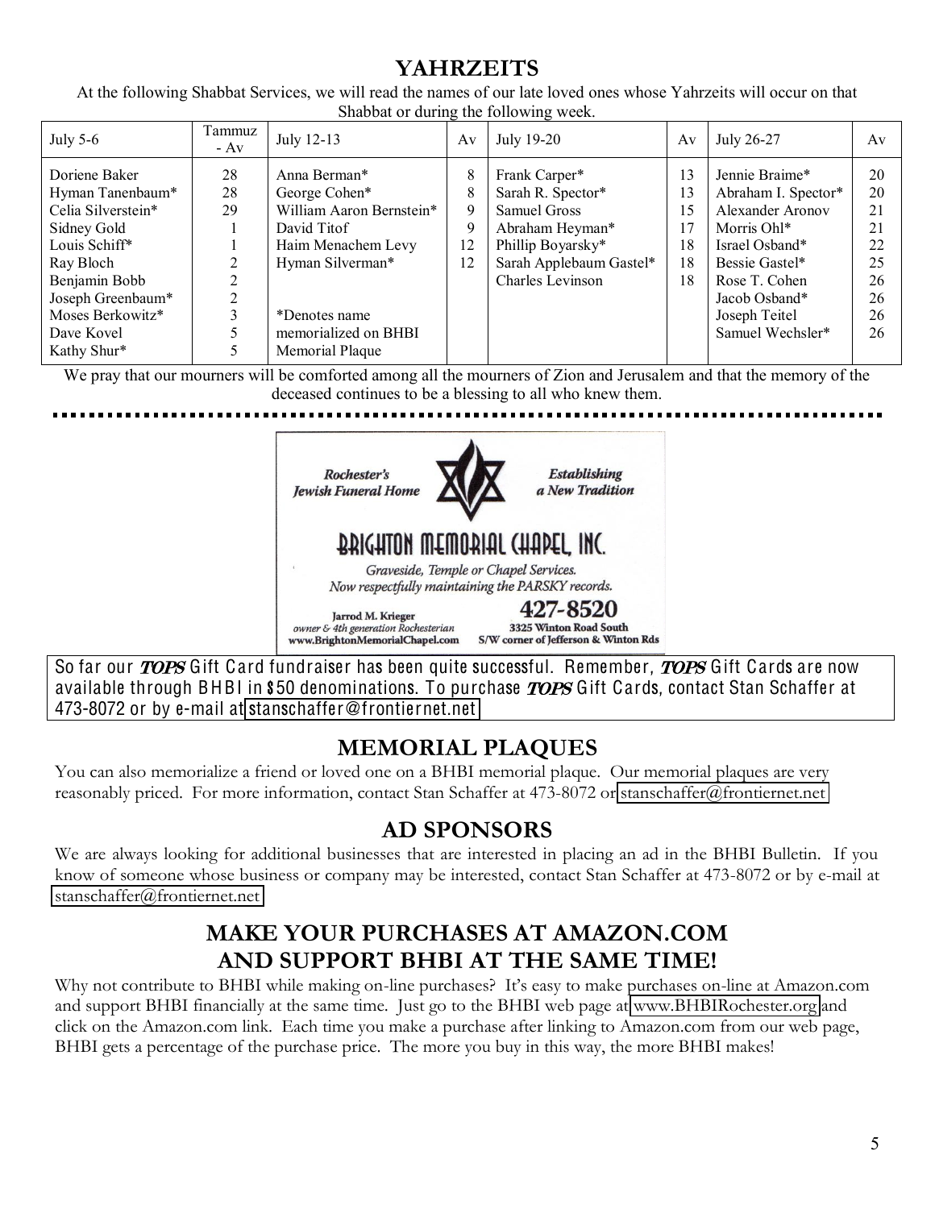# YAHRZEITS

At the following Shabbat Services, we will read the names of our late loved ones whose Yahrzeits will occur on that Shabbat or during the following week.

| July 5-6 | Tammuz - Av | July 12-13 | Av | July 19-20 | Av | July 26-27 | Av |
|---|---|---|---|---|---|---|---|
| Doriene Baker | 28 | Anna Berman* | 8 | Frank Carper* | 13 | Jennie Braime* | 20 |
| Hyman Tanenbaum* | 28 | George Cohen* | 8 | Sarah R. Spector* | 13 | Abraham I. Spector* | 20 |
| Celia Silverstein* | 29 | William Aaron Bernstein* | 9 | Samuel Gross | 15 | Alexander Aronov | 21 |
| Sidney Gold | 1 | David Titof | 9 | Abraham Heyman* | 17 | Morris Ohl* | 21 |
| Louis Schiff* | 1 | Haim Menachem Levy | 12 | Phillip Boyarsky* | 18 | Israel Osband* | 22 |
| Ray Bloch | 2 | Hyman Silverman* | 12 | Sarah Applebaum Gastel* | 18 | Bessie Gastel* | 25 |
| Benjamin Bobb | 2 | | | Charles Levinson | 18 | Rose T. Cohen | 26 |
| Joseph Greenbaum* | 2 | | | | | Jacob Osband* | 26 |
| Moses Berkowitz* | 3 | *Denotes name | | | | Joseph Teitel | 26 |
| Dave Kovel | 5 | memorialized on BHBI | | | | Samuel Wechsler* | 26 |
| Kathy Shur* | 5 | Memorial Plaque | | | | | |

We pray that our mourners will be comforted among all the mourners of Zion and Jerusalem and that the memory of the deceased continues to be a blessing to all who knew them.

*Rochester's Jewish Funeral Home* — *Establishing a New Tradition*

**BRIGHTON MEMORIAL CHAPEL, INC.**

*Graveside, Temple or Chapel Services.*
*Now respectfully maintaining the PARSKY records.*

**Jarrod M. Krieger**
*owner & 4th generation Rochesterian*
**www.BrightonMemorialChapel.com**

**427-8520**
**3325 Winton Road South**
**S/W corner of Jefferson & Winton Rds**

So far our ***TOPS*** Gift Card fundraiser has been quite successful. Remember, ***TOPS*** Gift Cards are now available through BHBI in $50 denominations. To purchase ***TOPS*** Gift Cards, contact Stan Schaffer at 473-8072 or by e-mail at stanschaffer@frontiernet.net

## MEMORIAL PLAQUES

You can also memorialize a friend or loved one on a BHBI memorial plaque. Our memorial plaques are very reasonably priced. For more information, contact Stan Schaffer at 473-8072 or stanschaffer@frontiernet.net

## AD SPONSORS

We are always looking for additional businesses that are interested in placing an ad in the BHBI Bulletin. If you know of someone whose business or company may be interested, contact Stan Schaffer at 473-8072 or by e-mail at stanschaffer@frontiernet.net

## MAKE YOUR PURCHASES AT AMAZON.COM AND SUPPORT BHBI AT THE SAME TIME!

Why not contribute to BHBI while making on-line purchases? It's easy to make purchases on-line at Amazon.com and support BHBI financially at the same time. Just go to the BHBI web page at www.BHBIRochester.org and click on the Amazon.com link. Each time you make a purchase after linking to Amazon.com from our web page, BHBI gets a percentage of the purchase price. The more you buy in this way, the more BHBI makes!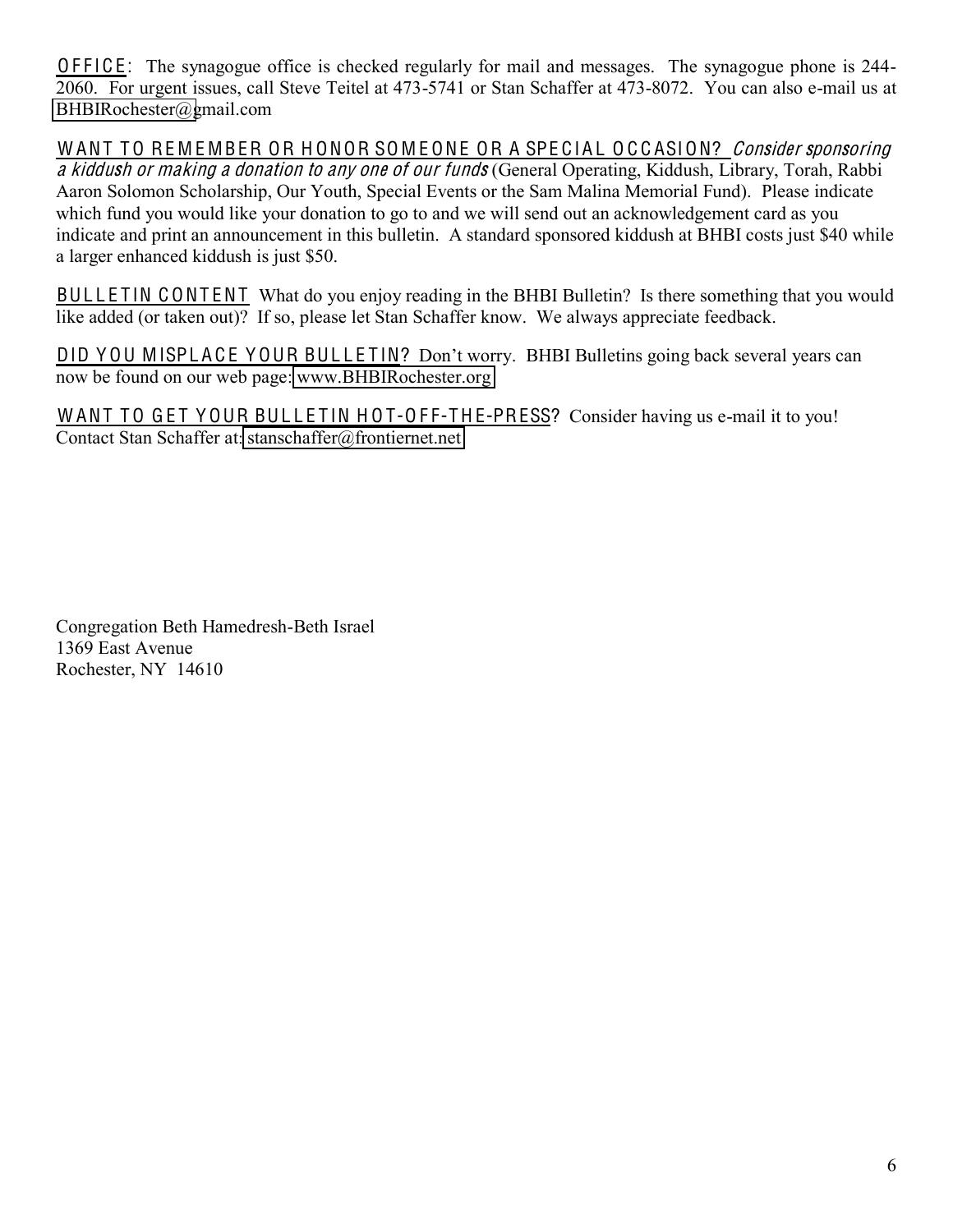OFFICE: The synagogue office is checked regularly for mail and messages. The synagogue phone is 244-2060. For urgent issues, call Steve Teitel at 473-5741 or Stan Schaffer at 473-8072. You can also e-mail us at BHBIRochester@gmail.com

WANT TO REMEMBER OR HONOR SOMEONE OR A SPECIAL OCCASION? *Consider sponsoring a kiddush or making a donation to any one of our funds* (General Operating, Kiddush, Library, Torah, Rabbi Aaron Solomon Scholarship, Our Youth, Special Events or the Sam Malina Memorial Fund). Please indicate which fund you would like your donation to go to and we will send out an acknowledgement card as you indicate and print an announcement in this bulletin. A standard sponsored kiddush at BHBI costs just $40 while a larger enhanced kiddush is just $50.

BULLETIN CONTENT What do you enjoy reading in the BHBI Bulletin? Is there something that you would like added (or taken out)? If so, please let Stan Schaffer know. We always appreciate feedback.

DID YOU MISPLACE YOUR BULLETIN? Don't worry. BHBI Bulletins going back several years can now be found on our web page: www.BHBIRochester.org

WANT TO GET YOUR BULLETIN HOT-OFF-THE-PRESS? Consider having us e-mail it to you! Contact Stan Schaffer at: stanschaffer@frontiernet.net

Congregation Beth Hamedresh-Beth Israel
1369 East Avenue
Rochester, NY 14610